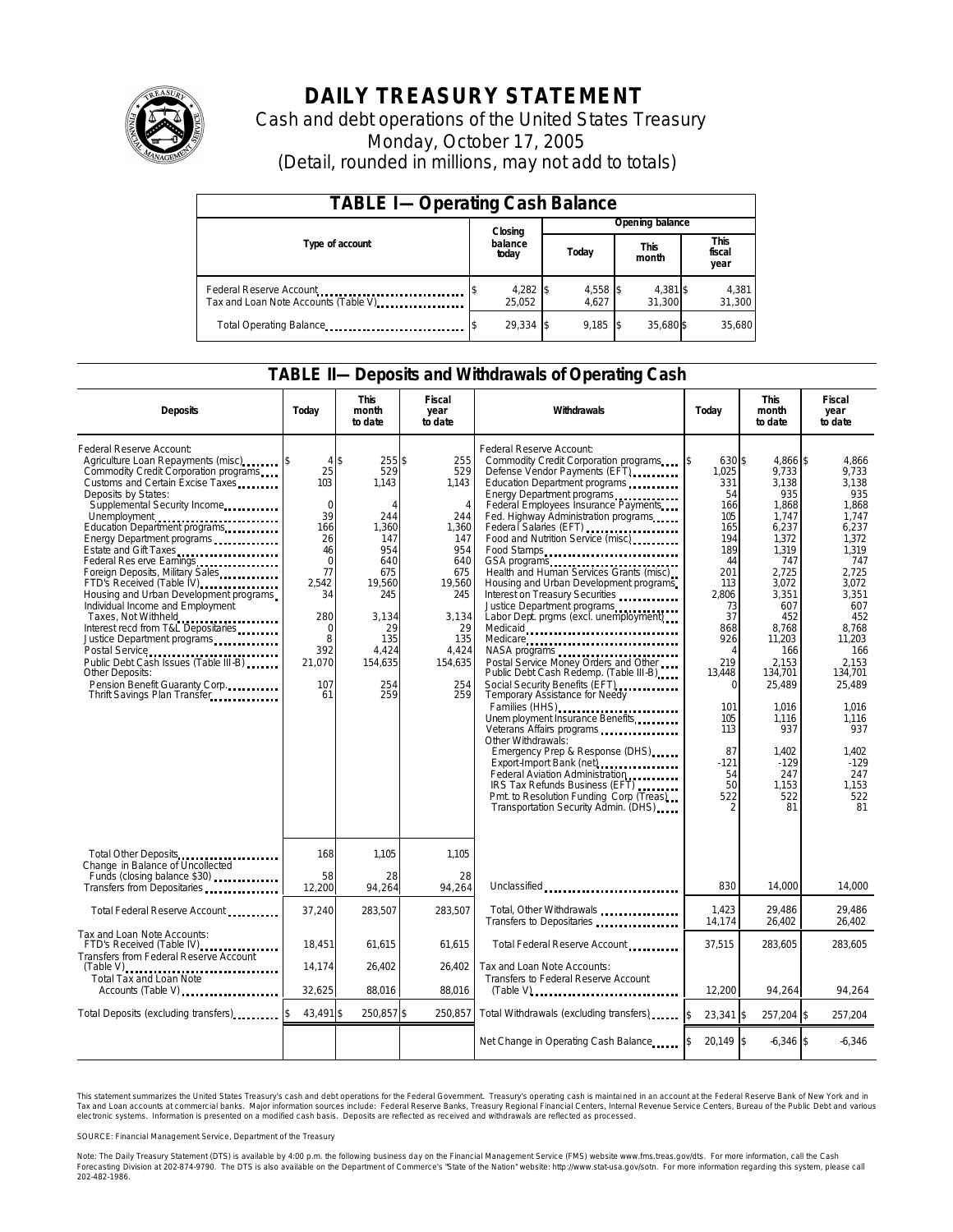# DAILY TREASURY STATEMENT

Cash and debt operations of the United States Treasury

Monday, October 17, 2005

(Detail, rounded in millions, may not add to totals)

## TABLE I—Operating Cash Balance

| Type of account | Closing balance today | Opening balance Today | Opening balance This month | Opening balance This fiscal year |
|---|---|---|---|---|
| Federal Reserve Account | $ 4,282 | $ 4,558 | $ 4,381 | $ 4,381 |
| Tax and Loan Note Accounts (Table V) | 25,052 | 4,627 | 31,300 | 31,300 |
| Total Operating Balance | $ 29,334 | $ 9,185 | $ 35,680 | $ 35,680 |

## TABLE II—Deposits and Withdrawals of Operating Cash

| Deposits | Today | This month to date | Fiscal year to date |
|---|---|---|---|
| Federal Reserve Account: | | | |
| Agriculture Loan Repayments (misc) | $ 4 | $ 255 | $ 255 |
| Commodity Credit Corporation programs | 25 | 529 | 529 |
| Customs and Certain Excise Taxes | 103 | 1,143 | 1,143 |
| Deposits by States: | | | |
| Supplemental Security Income | 0 | 4 | 4 |
| Unemployment | 39 | 244 | 244 |
| Education Department programs | 166 | 1,360 | 1,360 |
| Energy Department programs | 26 | 147 | 147 |
| Estate and Gift Taxes | 46 | 954 | 954 |
| Federal Reserve Earnings | 0 | 640 | 640 |
| Foreign Deposits, Military Sales | 77 | 675 | 675 |
| FTD's Received (Table IV) | 2,542 | 19,560 | 19,560 |
| Housing and Urban Development programs | 34 | 245 | 245 |
| Individual Income and Employment Taxes, Not Withheld | 280 | 3,134 | 3,134 |
| Interest recd from T&L Depositaries | 0 | 29 | 29 |
| Justice Department programs | 8 | 135 | 135 |
| Postal Service | 392 | 4,424 | 4,424 |
| Public Debt Cash Issues (Table III-B) | 21,070 | 154,635 | 154,635 |
| Other Deposits: | | | |
| Pension Benefit Guaranty Corp. | 107 | 254 | 254 |
| Thrift Savings Plan Transfer | 61 | 259 | 259 |
| Total Other Deposits | 168 | 1,105 | 1,105 |
| Change in Balance of Uncollected Funds (closing balance $30) | 58 | 28 | 28 |
| Transfers from Depositaries | 12,200 | 94,264 | 94,264 |
| Total Federal Reserve Account | 37,240 | 283,507 | 283,507 |
| Tax and Loan Note Accounts: | | | |
| FTD's Received (Table IV) | 18,451 | 61,615 | 61,615 |
| Transfers from Federal Reserve Account (Table V) | 14,174 | 26,402 | 26,402 |
| Total Tax and Loan Note Accounts (Table V) | 32,625 | 88,016 | 88,016 |
| Total Deposits (excluding transfers) | $ 43,491 | $ 250,857 | $ 250,857 |

| Withdrawals | Today | This month to date | Fiscal year to date |
|---|---|---|---|
| Federal Reserve Account: | | | |
| Commodity Credit Corporation programs | $ 630 | $ 4,866 | $ 4,866 |
| Defense Vendor Payments (EFT) | 1,025 | 9,733 | 9,733 |
| Education Department programs | 331 | 3,138 | 3,138 |
| Energy Department programs | 54 | 935 | 935 |
| Federal Employees Insurance Payments | 166 | 1,868 | 1,868 |
| Fed. Highway Administration programs | 105 | 1,747 | 1,747 |
| Federal Salaries (EFT) | 165 | 6,237 | 6,237 |
| Food and Nutrition Service (misc) | 194 | 1,372 | 1,372 |
| Food Stamps | 189 | 1,319 | 1,319 |
| GSA programs | 44 | 747 | 747 |
| Health and Human Services Grants (misc) | 201 | 2,725 | 2,725 |
| Housing and Urban Development programs | 113 | 3,072 | 3,072 |
| Interest on Treasury Securities | 2,806 | 3,351 | 3,351 |
| Justice Department programs | 73 | 607 | 607 |
| Labor Dept. prgms (excl. unemployment) | 37 | 452 | 452 |
| Medicaid | 868 | 8,768 | 8,768 |
| Medicare | 926 | 11,203 | 11,203 |
| NASA programs | 4 | 166 | 166 |
| Postal Service Money Orders and Other | 219 | 2,153 | 2,153 |
| Public Debt Cash Redemp. (Table III-B) | 13,448 | 134,701 | 134,701 |
| Social Security Benefits (EFT) | 0 | 25,489 | 25,489 |
| Temporary Assistance for Needy Families (HHS) | 101 | 1,016 | 1,016 |
| Unemployment Insurance Benefits | 105 | 1,116 | 1,116 |
| Veterans Affairs programs | 113 | 937 | 937 |
| Other Withdrawals: | | | |
| Emergency Prep & Response (DHS) | 87 | 1,402 | 1,402 |
| Export-Import Bank (net) | -121 | -129 | -129 |
| Federal Aviation Administration | 54 | 247 | 247 |
| IRS Tax Refunds Business (EFT) | 50 | 1,153 | 1,153 |
| Pmt. to Resolution Funding Corp (Treas) | 522 | 522 | 522 |
| Transportation Security Admin. (DHS) | 2 | 81 | 81 |
| Unclassified | 830 | 14,000 | 14,000 |
| Total, Other Withdrawals | 1,423 | 29,486 | 29,486 |
| Transfers to Depositaries | 14,174 | 26,402 | 26,402 |
| Total Federal Reserve Account | 37,515 | 283,605 | 283,605 |
| Tax and Loan Note Accounts: | | | |
| Transfers to Federal Reserve Account (Table V) | 12,200 | 94,264 | 94,264 |
| Total Withdrawals (excluding transfers) | $ 23,341 | $ 257,204 | $ 257,204 |
| Net Change in Operating Cash Balance | $ 20,149 | $ -6,346 | $ -6,346 |

This statement summarizes the United States Treasury's cash and debt operations for the Federal Government. Treasury's operating cash is maintained in an account at the Federal Reserve Bank of New York and in Tax and Loan accounts at commercial banks. Major information sources include: Federal Reserve Banks, Treasury Regional Financial Centers, Internal Revenue Service Centers, Bureau of the Public Debt and various electronic systems. Information is presented on a modified cash basis. Deposits are reflected as received and withdrawals are reflected as processed.

SOURCE: Financial Management Service, Department of the Treasury

Note: The Daily Treasury Statement (DTS) is available by 4:00 p.m. the following business day on the Financial Management Service (FMS) website www.fms.treas.gov/dts. For more information, call the Cash Forecasting Division at 202-874-9790. The DTS is also available on the Department of Commerce's "State of the Nation" website: http://www.stat-usa.gov/sotn. For more information regarding this system, please call 202-482-1986.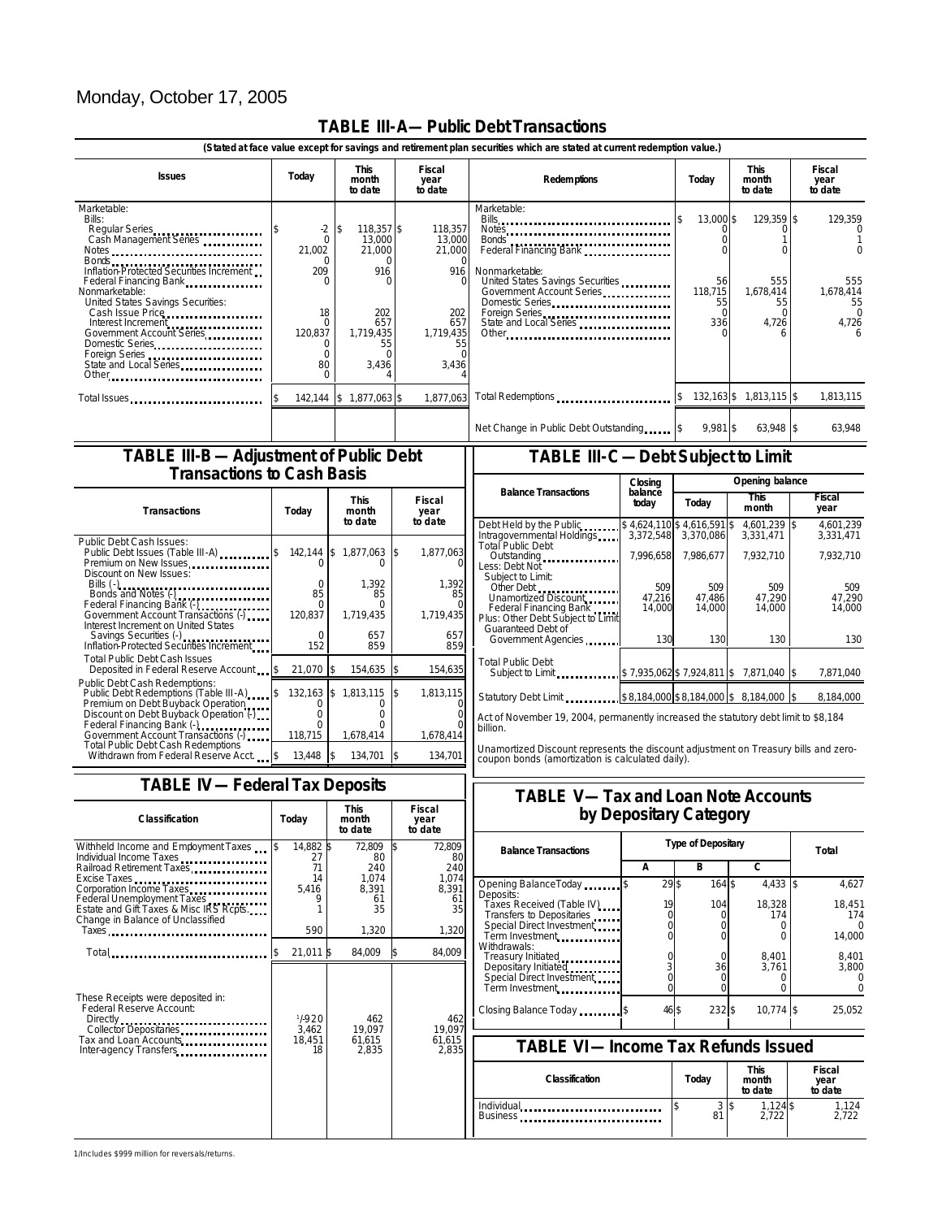Monday, October 17, 2005

## TABLE III-A — Public Debt Transactions

(Stated at face value except for savings and retirement plan securities which are stated at current redemption value.)

| Issues | Today | This month to date | Fiscal year to date | Redemptions | Today | This month to date | Fiscal year to date |
|---|---|---|---|---|---|---|---|
| Marketable: | | | | Marketable: | | | |
| Bills: | | | | Bills | $ 13,000 | $ 129,359 | $ 129,359 |
| Regular Series | $ -2 | $ 118,357 | $ 118,357 | Notes | 0 | 0 | 0 |
| Cash Management Series | 0 | 13,000 | 13,000 | Bonds | 0 | 1 | 1 |
| Notes | 21,002 | 21,000 | 21,000 | Federal Financing Bank | 0 | 0 | 0 |
| Bonds | 0 | 0 | 0 | | | | |
| Inflation-Protected Securities Increment | 209 | 916 | 916 | Nonmarketable: | | | |
| Federal Financing Bank | 0 | 0 | 0 | United States Savings Securities | 56 | 555 | 555 |
| Nonmarketable: | | | | Government Account Series | 118,715 | 1,678,414 | 1,678,414 |
| United States Savings Securities: | | | | Domestic Series | 55 | 55 | 55 |
| Cash Issue Price | 18 | 202 | 202 | Foreign Series | 0 | 0 | 0 |
| Interest Increment | 0 | 657 | 657 | State and Local Series | 336 | 4,726 | 4,726 |
| Government Account Series | 120,837 | 1,719,435 | 1,719,435 | Other | 0 | 6 | 6 |
| Domestic Series | 0 | 55 | 55 | | | | |
| Foreign Series | 0 | 0 | 0 | | | | |
| State and Local Series | 80 | 3,436 | 3,436 | | | | |
| Other | 0 | 4 | 4 | | | | |
| Total Issues | $ 142,144 | $ 1,877,063 | $ 1,877,063 | Total Redemptions | $ 132,163 | $ 1,813,115 | $ 1,813,115 |
| | | | | Net Change in Public Debt Outstanding | $ 9,981 | $ 63,948 | $ 63,948 |

## TABLE III-B — Adjustment of Public Debt Transactions to Cash Basis

| Transactions | Today | This month to date | Fiscal year to date |
|---|---|---|---|
| Public Debt Cash Issues: | | | |
| Public Debt Issues (Table III-A) | $ 142,144 | $ 1,877,063 | $ 1,877,063 |
| Premium on New Issues | 0 | 0 | 0 |
| Discount on New Issues: | | | |
| Bills (-) | 0 | 1,392 | 1,392 |
| Bonds and Notes (-) | 85 | 85 | 85 |
| Federal Financing Bank (-) | 0 | 0 | 0 |
| Government Account Transactions (-) | 120,837 | 1,719,435 | 1,719,435 |
| Interest Increment on United States Savings Securities (-) | 0 | 657 | 657 |
| Inflation-Protected Securities Increment | 152 | 859 | 859 |
| Total Public Debt Cash Issues Deposited in Federal Reserve Account | $ 21,070 | $ 154,635 | $ 154,635 |
| Public Debt Cash Redemptions: | | | |
| Public Debt Redemptions (Table III-A) | $ 132,163 | $ 1,813,115 | $ 1,813,115 |
| Premium on Debt Buyback Operation | 0 | 0 | 0 |
| Discount on Debt Buyback Operation (-) | 0 | 0 | 0 |
| Federal Financing Bank (-) | 0 | 0 | 0 |
| Government Account Transactions (-) | 118,715 | 1,678,414 | 1,678,414 |
| Total Public Debt Cash Redemptions Withdrawn from Federal Reserve Acct. | $ 13,448 | $ 134,701 | $ 134,701 |

## TABLE III-C — Debt Subject to Limit

| Balance Transactions | Closing balance today | Opening balance Today | Opening balance This month | Opening balance Fiscal year |
|---|---|---|---|---|
| Debt Held by the Public | $ 4,624,110 | $ 4,616,591 | $ 4,601,239 | $ 4,601,239 |
| Intragovernmental Holdings | 3,372,548 | 3,370,086 | 3,331,471 | 3,331,471 |
| Total Public Debt Outstanding | 7,996,658 | 7,986,677 | 7,932,710 | 7,932,710 |
| Less: Debt Not Subject to Limit: | | | | |
| Other Debt | 509 | 509 | 509 | 509 |
| Unamortized Discount | 47,216 | 47,486 | 47,290 | 47,290 |
| Federal Financing Bank | 14,000 | 14,000 | 14,000 | 14,000 |
| Plus: Other Debt Subject to Limit Guaranteed Debt of Government Agencies | 130 | 130 | 130 | 130 |
| Total Public Debt Subject to Limit | $ 7,935,062 | $ 7,924,811 | $ 7,871,040 | $ 7,871,040 |
| Statutory Debt Limit | $ 8,184,000 | $ 8,184,000 | $ 8,184,000 | $ 8,184,000 |

Act of November 19, 2004, permanently increased the statutory debt limit to $8,184 billion.

Unamortized Discount represents the discount adjustment on Treasury bills and zero-coupon bonds (amortization is calculated daily).

## TABLE IV — Federal Tax Deposits

| Classification | Today | This month to date | Fiscal year to date |
|---|---|---|---|
| Withheld Income and Employment Taxes | $ 14,882 | $ 72,809 | $ 72,809 |
| Individual Income Taxes | 27 | 80 | 80 |
| Railroad Retirement Taxes | 71 | 240 | 240 |
| Excise Taxes | 14 | 1,074 | 1,074 |
| Corporation Income Taxes | 5,416 | 8,391 | 8,391 |
| Federal Unemployment Taxes | 9 | 61 | 61 |
| Estate and Gift Taxes & Misc IRS Rcpts. | 1 | 35 | 35 |
| Change in Balance of Unclassified Taxes | 590 | 1,320 | 1,320 |
| Total | $ 21,011 | $ 84,009 | $ 84,009 |
| These Receipts were deposited in: | | | |
| Federal Reserve Account: | | | |
| Directly | [1]-920 | 462 | 462 |
| Collector Depositaries | 3,462 | 19,097 | 19,097 |
| Tax and Loan Accounts | 18,451 | 61,615 | 61,615 |
| Inter-agency Transfers | 18 | 2,835 | 2,835 |

## TABLE V — Tax and Loan Note Accounts by Depositary Category

| Balance Transactions | Type of Depositary A | Type of Depositary B | Type of Depositary C | Total |
|---|---|---|---|---|
| Opening Balance Today | $ 29 | $ 164 | $ 4,433 | $ 4,627 |
| Deposits: | | | | |
| Taxes Received (Table IV) | 19 | 104 | 18,328 | 18,451 |
| Transfers to Depositaries | 0 | 0 | 174 | 174 |
| Special Direct Investment | 0 | 0 | 0 | 0 |
| Term Investment | 0 | 0 | 0 | 14,000 |
| Withdrawals: | | | | |
| Treasury Initiated | 0 | 0 | 8,401 | 8,401 |
| Depositary Initiated | 3 | 36 | 3,761 | 3,800 |
| Special Direct Investment | 0 | 0 | 0 | 0 |
| Term Investment | 0 | 0 | 0 | 0 |
| Closing Balance Today | $ 46 | $ 232 | $ 10,774 | $ 25,052 |

## TABLE VI — Income Tax Refunds Issued

| Classification | Today | This month to date | Fiscal year to date |
|---|---|---|---|
| Individual | $ 3 | $ 1,124 | $ 1,124 |
| Business | 81 | 2,722 | 2,722 |

1/Includes $999 million for reversals/returns.